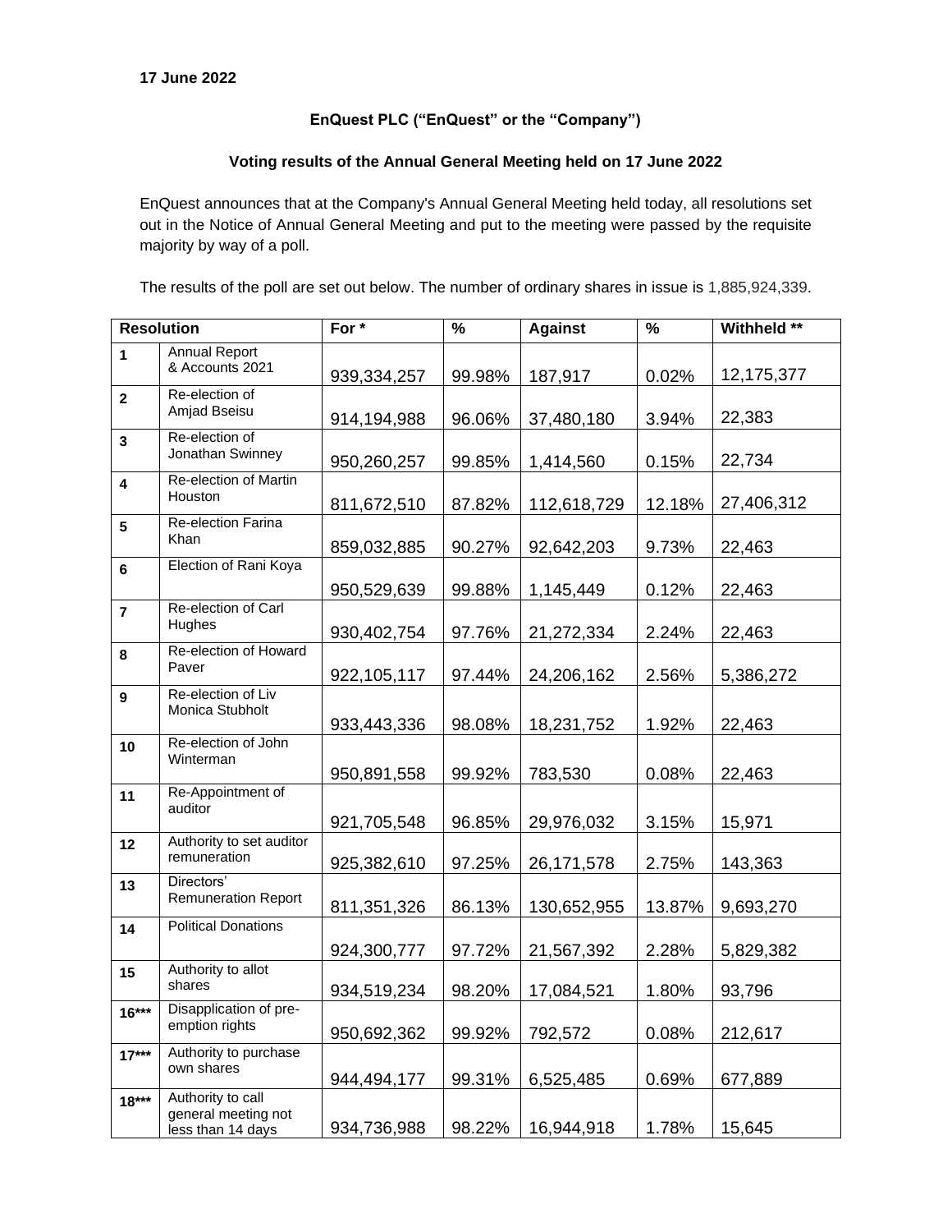**17 June 2022**

**EnQuest PLC ("EnQuest" or the "Company")**

**Voting results of the Annual General Meeting held on 17 June 2022**

EnQuest announces that at the Company's Annual General Meeting held today, all resolutions set out in the Notice of Annual General Meeting and put to the meeting were passed by the requisite majority by way of a poll.

The results of the poll are set out below. The number of ordinary shares in issue is 1,885,924,339.

| Resolution | | For * | % | Against | % | Withheld ** |
|---|---|---|---|---|---|---|
| 1 | Annual Report & Accounts 2021 | 939,334,257 | 99.98% | 187,917 | 0.02% | 12,175,377 |
| 2 | Re-election of Amjad Bseisu | 914,194,988 | 96.06% | 37,480,180 | 3.94% | 22,383 |
| 3 | Re-election of Jonathan Swinney | 950,260,257 | 99.85% | 1,414,560 | 0.15% | 22,734 |
| 4 | Re-election of Martin Houston | 811,672,510 | 87.82% | 112,618,729 | 12.18% | 27,406,312 |
| 5 | Re-election Farina Khan | 859,032,885 | 90.27% | 92,642,203 | 9.73% | 22,463 |
| 6 | Election of Rani Koya | 950,529,639 | 99.88% | 1,145,449 | 0.12% | 22,463 |
| 7 | Re-election of Carl Hughes | 930,402,754 | 97.76% | 21,272,334 | 2.24% | 22,463 |
| 8 | Re-election of Howard Paver | 922,105,117 | 97.44% | 24,206,162 | 2.56% | 5,386,272 |
| 9 | Re-election of Liv Monica Stubholt | 933,443,336 | 98.08% | 18,231,752 | 1.92% | 22,463 |
| 10 | Re-election of John Winterman | 950,891,558 | 99.92% | 783,530 | 0.08% | 22,463 |
| 11 | Re-Appointment of auditor | 921,705,548 | 96.85% | 29,976,032 | 3.15% | 15,971 |
| 12 | Authority to set auditor remuneration | 925,382,610 | 97.25% | 26,171,578 | 2.75% | 143,363 |
| 13 | Directors' Remuneration Report | 811,351,326 | 86.13% | 130,652,955 | 13.87% | 9,693,270 |
| 14 | Political Donations | 924,300,777 | 97.72% | 21,567,392 | 2.28% | 5,829,382 |
| 15 | Authority to allot shares | 934,519,234 | 98.20% | 17,084,521 | 1.80% | 93,796 |
| 16*** | Disapplication of pre-emption rights | 950,692,362 | 99.92% | 792,572 | 0.08% | 212,617 |
| 17*** | Authority to purchase own shares | 944,494,177 | 99.31% | 6,525,485 | 0.69% | 677,889 |
| 18*** | Authority to call general meeting not less than 14 days | 934,736,988 | 98.22% | 16,944,918 | 1.78% | 15,645 |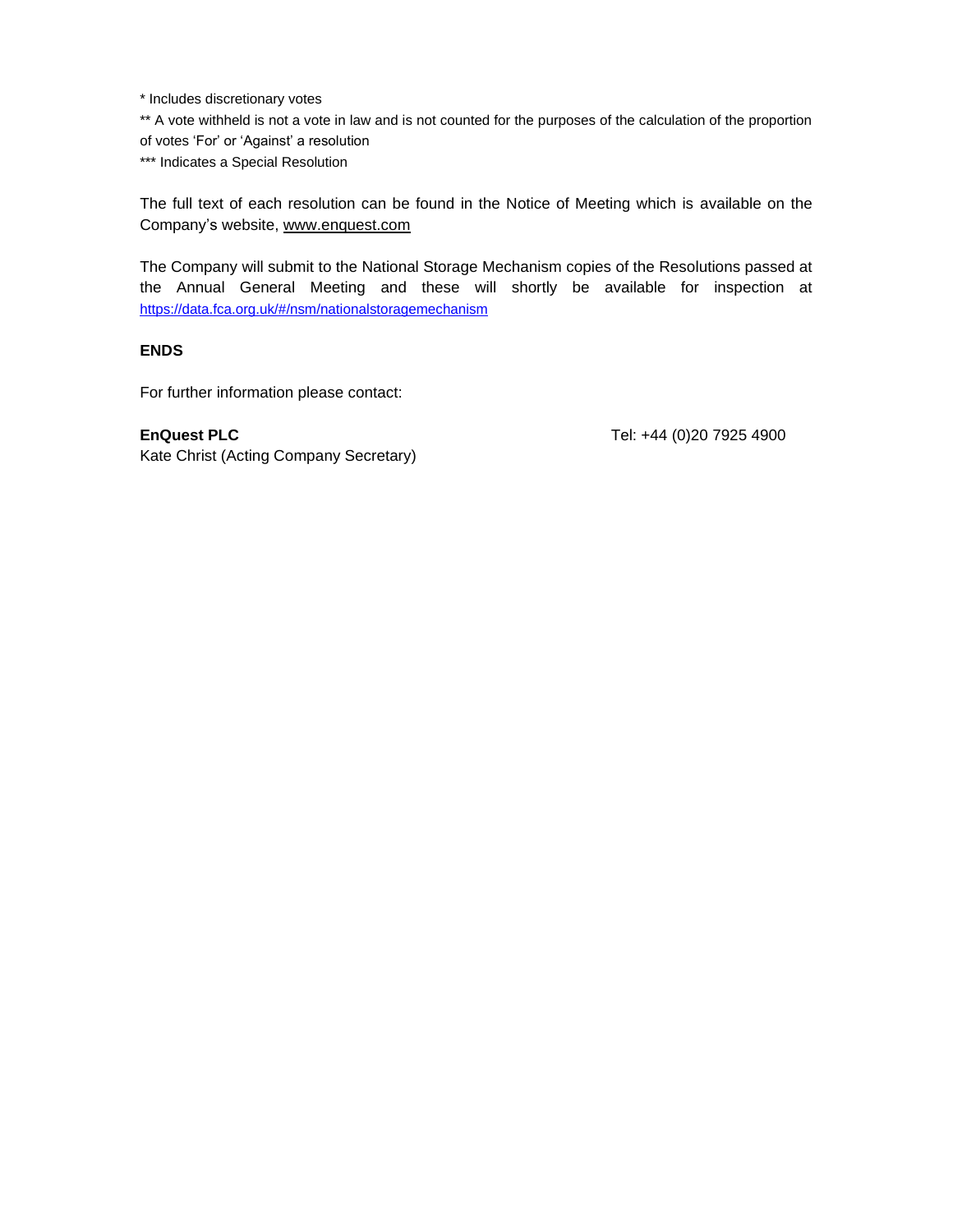* Includes discretionary votes

** A vote withheld is not a vote in law and is not counted for the purposes of the calculation of the proportion of votes 'For' or 'Against' a resolution

*** Indicates a Special Resolution

The full text of each resolution can be found in the Notice of Meeting which is available on the Company's website, www.enquest.com

The Company will submit to the National Storage Mechanism copies of the Resolutions passed at the Annual General Meeting and these will shortly be available for inspection at https://data.fca.org.uk/#/nsm/nationalstoragemechanism

**ENDS**

For further information please contact:

**EnQuest PLC** Tel: +44 (0)20 7925 4900
Kate Christ (Acting Company Secretary)